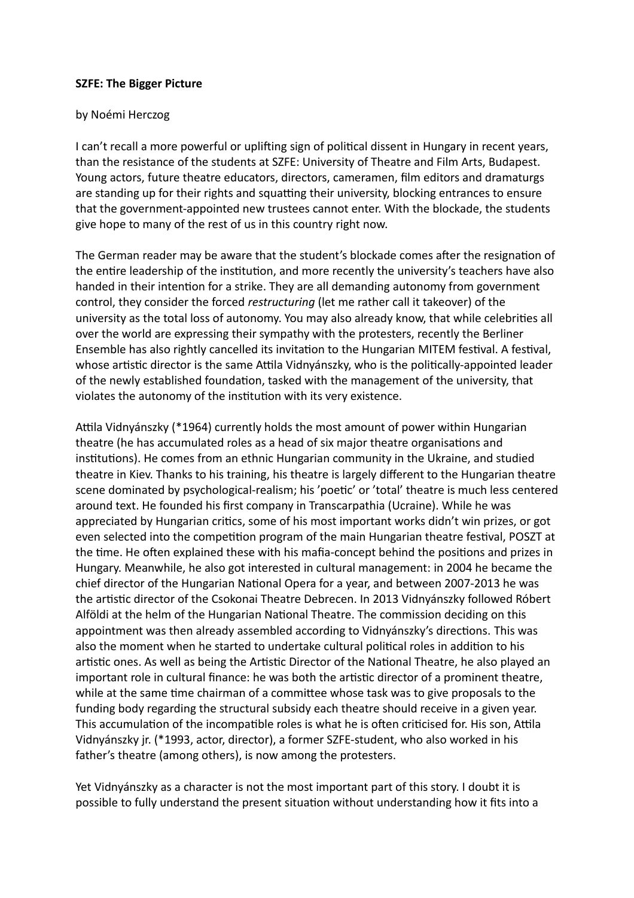**SZFE: The Bigger Picture**

by Noémi Herczog

I can't recall a more powerful or uplifting sign of political dissent in Hungary in recent years, than the resistance of the students at SZFE: University of Theatre and Film Arts, Budapest. Young actors, future theatre educators, directors, cameramen, film editors and dramaturgs are standing up for their rights and squatting their university, blocking entrances to ensure that the government-appointed new trustees cannot enter. With the blockade, the students give hope to many of the rest of us in this country right now.

The German reader may be aware that the student's blockade comes after the resignation of the entire leadership of the institution, and more recently the university's teachers have also handed in their intention for a strike. They are all demanding autonomy from government control, they consider the forced *restructuring* (let me rather call it takeover) of the university as the total loss of autonomy. You may also already know, that while celebrities all over the world are expressing their sympathy with the protesters, recently the Berliner Ensemble has also rightly cancelled its invitation to the Hungarian MITEM festival. A festival, whose artistic director is the same Attila Vidnyánszky, who is the politically-appointed leader of the newly established foundation, tasked with the management of the university, that violates the autonomy of the institution with its very existence.

Attila Vidnyánszky (*1964) currently holds the most amount of power within Hungarian theatre (he has accumulated roles as a head of six major theatre organisations and institutions). He comes from an ethnic Hungarian community in the Ukraine, and studied theatre in Kiev. Thanks to his training, his theatre is largely different to the Hungarian theatre scene dominated by psychological-realism; his 'poetic' or 'total' theatre is much less centered around text. He founded his first company in Transcarpathia (Ucraine). While he was appreciated by Hungarian critics, some of his most important works didn't win prizes, or got even selected into the competition program of the main Hungarian theatre festival, POSZT at the time. He often explained these with his mafia-concept behind the positions and prizes in Hungary. Meanwhile, he also got interested in cultural management: in 2004 he became the chief director of the Hungarian National Opera for a year, and between 2007-2013 he was the artistic director of the Csokonai Theatre Debrecen. In 2013 Vidnyánszky followed Róbert Alföldi at the helm of the Hungarian National Theatre. The commission deciding on this appointment was then already assembled according to Vidnyánszky's directions. This was also the moment when he started to undertake cultural political roles in addition to his artistic ones. As well as being the Artistic Director of the National Theatre, he also played an important role in cultural finance: he was both the artistic director of a prominent theatre, while at the same time chairman of a committee whose task was to give proposals to the funding body regarding the structural subsidy each theatre should receive in a given year. This accumulation of the incompatible roles is what he is often criticised for. His son, Attila Vidnyánszky jr. (*1993, actor, director), a former SZFE-student, who also worked in his father's theatre (among others), is now among the protesters.

Yet Vidnyánszky as a character is not the most important part of this story. I doubt it is possible to fully understand the present situation without understanding how it fits into a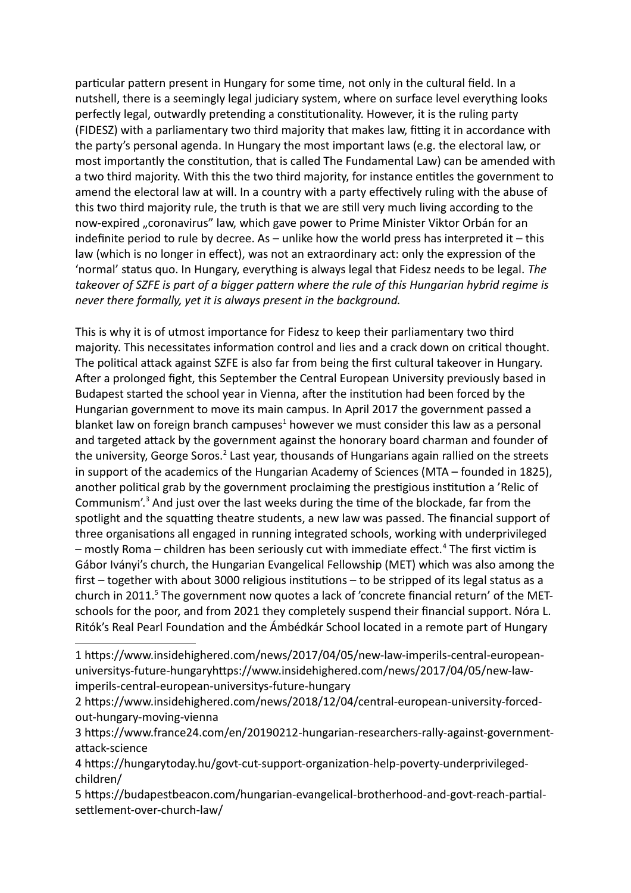particular pattern present in Hungary for some time, not only in the cultural field. In a nutshell, there is a seemingly legal judiciary system, where on surface level everything looks perfectly legal, outwardly pretending a constitutionality. However, it is the ruling party (FIDESZ) with a parliamentary two third majority that makes law, fitting it in accordance with the party's personal agenda. In Hungary the most important laws (e.g. the electoral law, or most importantly the constitution, that is called The Fundamental Law) can be amended with a two third majority. With this the two third majority, for instance entitles the government to amend the electoral law at will. In a country with a party effectively ruling with the abuse of this two third majority rule, the truth is that we are still very much living according to the now-expired „coronavirus" law, which gave power to Prime Minister Viktor Orbán for an indefinite period to rule by decree. As – unlike how the world press has interpreted it – this law (which is no longer in effect), was not an extraordinary act: only the expression of the 'normal' status quo. In Hungary, everything is always legal that Fidesz needs to be legal. *The takeover of SZFE is part of a bigger pattern where the rule of this Hungarian hybrid regime is never there formally, yet it is always present in the background.*

This is why it is of utmost importance for Fidesz to keep their parliamentary two third majority. This necessitates information control and lies and a crack down on critical thought. The political attack against SZFE is also far from being the first cultural takeover in Hungary. After a prolonged fight, this September the Central European University previously based in Budapest started the school year in Vienna, after the institution had been forced by the Hungarian government to move its main campus. In April 2017 the government passed a blanket law on foreign branch campuses[1] however we must consider this law as a personal and targeted attack by the government against the honorary board charman and founder of the university, George Soros.[2] Last year, thousands of Hungarians again rallied on the streets in support of the academics of the Hungarian Academy of Sciences (MTA – founded in 1825), another political grab by the government proclaiming the prestigious institution a 'Relic of Communism'.[3] And just over the last weeks during the time of the blockade, far from the spotlight and the squatting theatre students, a new law was passed. The financial support of three organisations all engaged in running integrated schools, working with underprivileged – mostly Roma – children has been seriously cut with immediate effect.[4] The first victim is Gábor Iványi's church, the Hungarian Evangelical Fellowship (MET) which was also among the first – together with about 3000 religious institutions – to be stripped of its legal status as a church in 2011.[5] The government now quotes a lack of 'concrete financial return' of the MET-schools for the poor, and from 2021 they completely suspend their financial support. Nóra L. Ritók's Real Pearl Foundation and the Ámbédkár School located in a remote part of Hungary

---

1 https://www.insidehighered.com/news/2017/04/05/new-law-imperils-central-european-universitys-future-hungaryhttps://www.insidehighered.com/news/2017/04/05/new-law-imperils-central-european-universitys-future-hungary

2 https://www.insidehighered.com/news/2018/12/04/central-european-university-forced-out-hungary-moving-vienna

3 https://www.france24.com/en/20190212-hungarian-researchers-rally-against-government-attack-science

4 https://hungarytoday.hu/govt-cut-support-organization-help-poverty-underprivileged-children/

5 https://budapestbeacon.com/hungarian-evangelical-brotherhood-and-govt-reach-partial-settlement-over-church-law/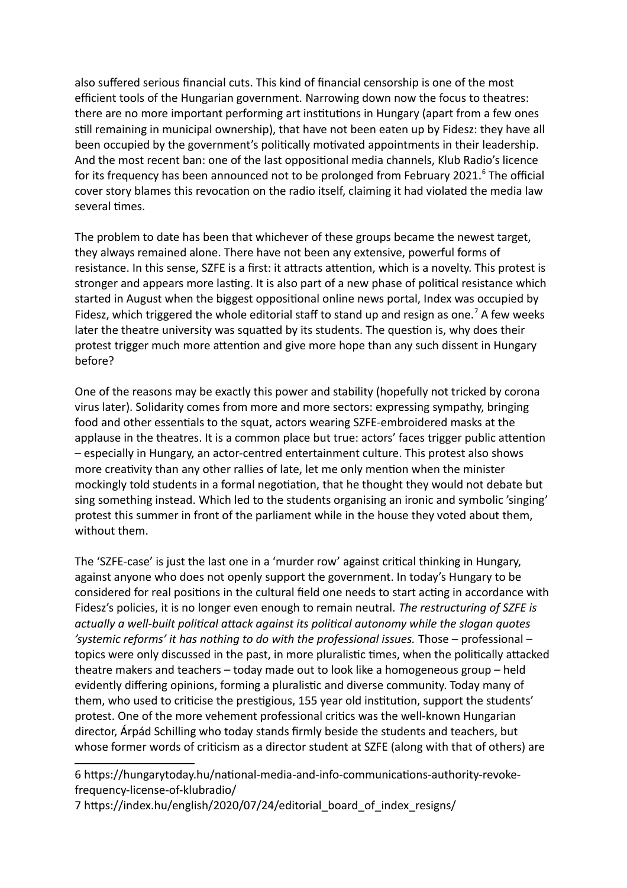also suffered serious financial cuts. This kind of financial censorship is one of the most efficient tools of the Hungarian government. Narrowing down now the focus to theatres: there are no more important performing art institutions in Hungary (apart from a few ones still remaining in municipal ownership), that have not been eaten up by Fidesz: they have all been occupied by the government's politically motivated appointments in their leadership. And the most recent ban: one of the last oppositional media channels, Klub Radio's licence for its frequency has been announced not to be prolonged from February 2021.[6] The official cover story blames this revocation on the radio itself, claiming it had violated the media law several times.

The problem to date has been that whichever of these groups became the newest target, they always remained alone. There have not been any extensive, powerful forms of resistance. In this sense, SZFE is a first: it attracts attention, which is a novelty. This protest is stronger and appears more lasting. It is also part of a new phase of political resistance which started in August when the biggest oppositional online news portal, Index was occupied by Fidesz, which triggered the whole editorial staff to stand up and resign as one.[7] A few weeks later the theatre university was squatted by its students. The question is, why does their protest trigger much more attention and give more hope than any such dissent in Hungary before?

One of the reasons may be exactly this power and stability (hopefully not tricked by corona virus later). Solidarity comes from more and more sectors: expressing sympathy, bringing food and other essentials to the squat, actors wearing SZFE-embroidered masks at the applause in the theatres. It is a common place but true: actors' faces trigger public attention – especially in Hungary, an actor-centred entertainment culture. This protest also shows more creativity than any other rallies of late, let me only mention when the minister mockingly told students in a formal negotiation, that he thought they would not debate but sing something instead. Which led to the students organising an ironic and symbolic 'singing' protest this summer in front of the parliament while in the house they voted about them, without them.

The 'SZFE-case' is just the last one in a 'murder row' against critical thinking in Hungary, against anyone who does not openly support the government. In today's Hungary to be considered for real positions in the cultural field one needs to start acting in accordance with Fidesz's policies, it is no longer even enough to remain neutral. *The restructuring of SZFE is actually a well-built political attack against its political autonomy while the slogan quotes 'systemic reforms' it has nothing to do with the professional issues.* Those – professional – topics were only discussed in the past, in more pluralistic times, when the politically attacked theatre makers and teachers – today made out to look like a homogeneous group – held evidently differing opinions, forming a pluralistic and diverse community. Today many of them, who used to criticise the prestigious, 155 year old institution, support the students' protest. One of the more vehement professional critics was the well-known Hungarian director, Árpád Schilling who today stands firmly beside the students and teachers, but whose former words of criticism as a director student at SZFE (along with that of others) are

---

6 https://hungarytoday.hu/national-media-and-info-communications-authority-revoke-frequency-license-of-klubradio/

7 https://index.hu/english/2020/07/24/editorial_board_of_index_resigns/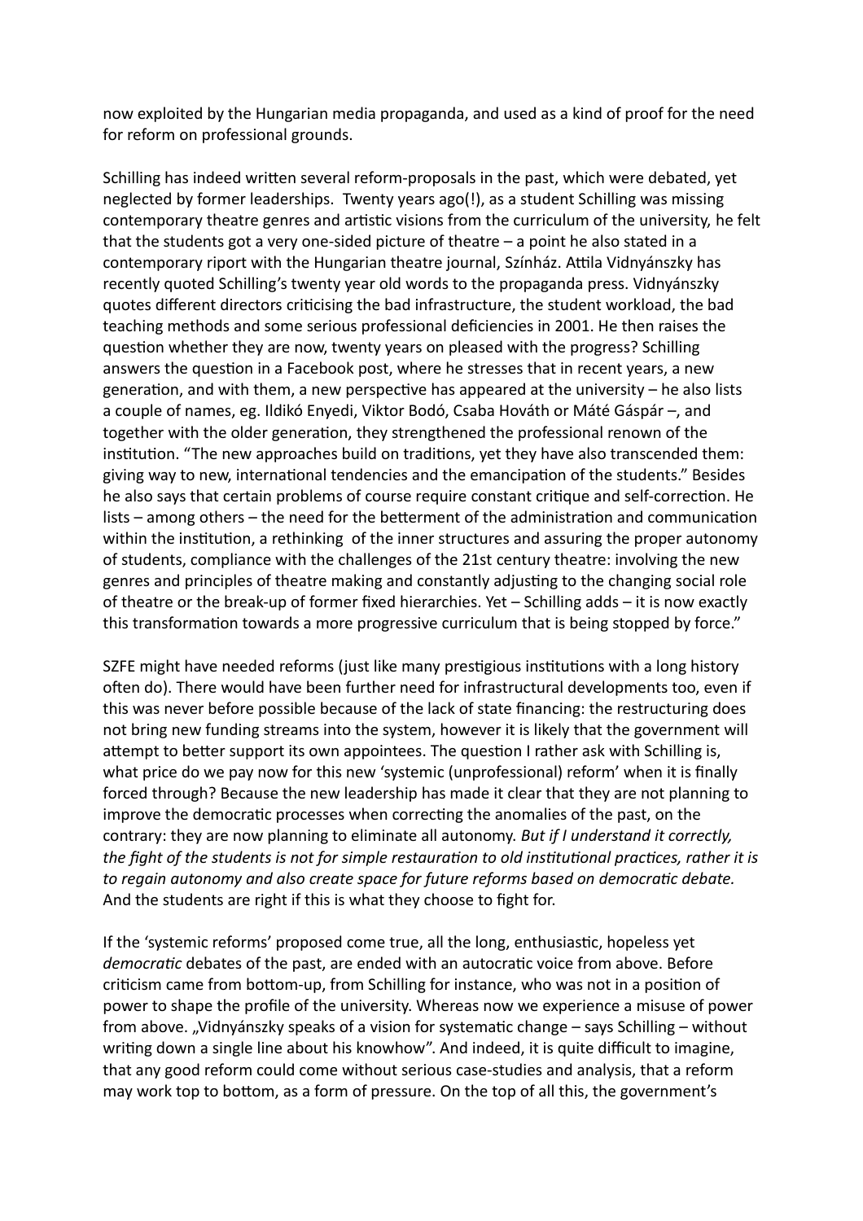now exploited by the Hungarian media propaganda, and used as a kind of proof for the need for reform on professional grounds.

Schilling has indeed written several reform-proposals in the past, which were debated, yet neglected by former leaderships. Twenty years ago(!), as a student Schilling was missing contemporary theatre genres and artistic visions from the curriculum of the university, he felt that the students got a very one-sided picture of theatre – a point he also stated in a contemporary riport with the Hungarian theatre journal, Színház. Attila Vidnyánszky has recently quoted Schilling's twenty year old words to the propaganda press. Vidnyánszky quotes different directors criticising the bad infrastructure, the student workload, the bad teaching methods and some serious professional deficiencies in 2001. He then raises the question whether they are now, twenty years on pleased with the progress? Schilling answers the question in a Facebook post, where he stresses that in recent years, a new generation, and with them, a new perspective has appeared at the university – he also lists a couple of names, eg. Ildikó Enyedi, Viktor Bodó, Csaba Hováth or Máté Gáspár –, and together with the older generation, they strengthened the professional renown of the institution. "The new approaches build on traditions, yet they have also transcended them: giving way to new, international tendencies and the emancipation of the students." Besides he also says that certain problems of course require constant critique and self-correction. He lists – among others – the need for the betterment of the administration and communication within the institution, a rethinking of the inner structures and assuring the proper autonomy of students, compliance with the challenges of the 21st century theatre: involving the new genres and principles of theatre making and constantly adjusting to the changing social role of theatre or the break-up of former fixed hierarchies. Yet – Schilling adds – it is now exactly this transformation towards a more progressive curriculum that is being stopped by force."

SZFE might have needed reforms (just like many prestigious institutions with a long history often do). There would have been further need for infrastructural developments too, even if this was never before possible because of the lack of state financing: the restructuring does not bring new funding streams into the system, however it is likely that the government will attempt to better support its own appointees. The question I rather ask with Schilling is, what price do we pay now for this new 'systemic (unprofessional) reform' when it is finally forced through? Because the new leadership has made it clear that they are not planning to improve the democratic processes when correcting the anomalies of the past, on the contrary: they are now planning to eliminate all autonomy. *But if I understand it correctly, the fight of the students is not for simple restauration to old institutional practices, rather it is to regain autonomy and also create space for future reforms based on democratic debate.* And the students are right if this is what they choose to fight for.

If the 'systemic reforms' proposed come true, all the long, enthusiastic, hopeless yet *democratic* debates of the past, are ended with an autocratic voice from above. Before criticism came from bottom-up, from Schilling for instance, who was not in a position of power to shape the profile of the university. Whereas now we experience a misuse of power from above. „Vidnyánszky speaks of a vision for systematic change – says Schilling – without writing down a single line about his knowhow". And indeed, it is quite difficult to imagine, that any good reform could come without serious case-studies and analysis, that a reform may work top to bottom, as a form of pressure. On the top of all this, the government's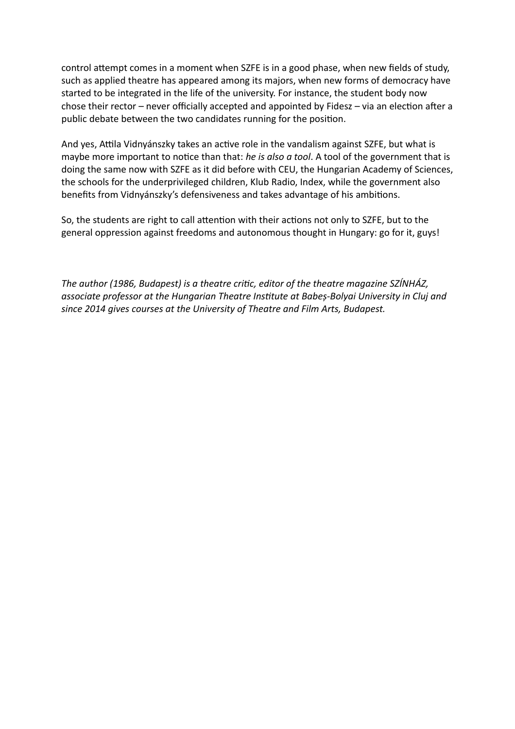control attempt comes in a moment when SZFE is in a good phase, when new fields of study, such as applied theatre has appeared among its majors, when new forms of democracy have started to be integrated in the life of the university. For instance, the student body now chose their rector – never officially accepted and appointed by Fidesz – via an election after a public debate between the two candidates running for the position.

And yes, Attila Vidnyánszky takes an active role in the vandalism against SZFE, but what is maybe more important to notice than that: *he is also a tool*. A tool of the government that is doing the same now with SZFE as it did before with CEU, the Hungarian Academy of Sciences, the schools for the underprivileged children, Klub Radio, Index, while the government also benefits from Vidnyánszky's defensiveness and takes advantage of his ambitions.

So, the students are right to call attention with their actions not only to SZFE, but to the general oppression against freedoms and autonomous thought in Hungary: go for it, guys!

*The author (1986, Budapest) is a theatre critic, editor of the theatre magazine SZÍNHÁZ, associate professor at the Hungarian Theatre Institute at Babeș-Bolyai University in Cluj and since 2014 gives courses at the University of Theatre and Film Arts, Budapest.*